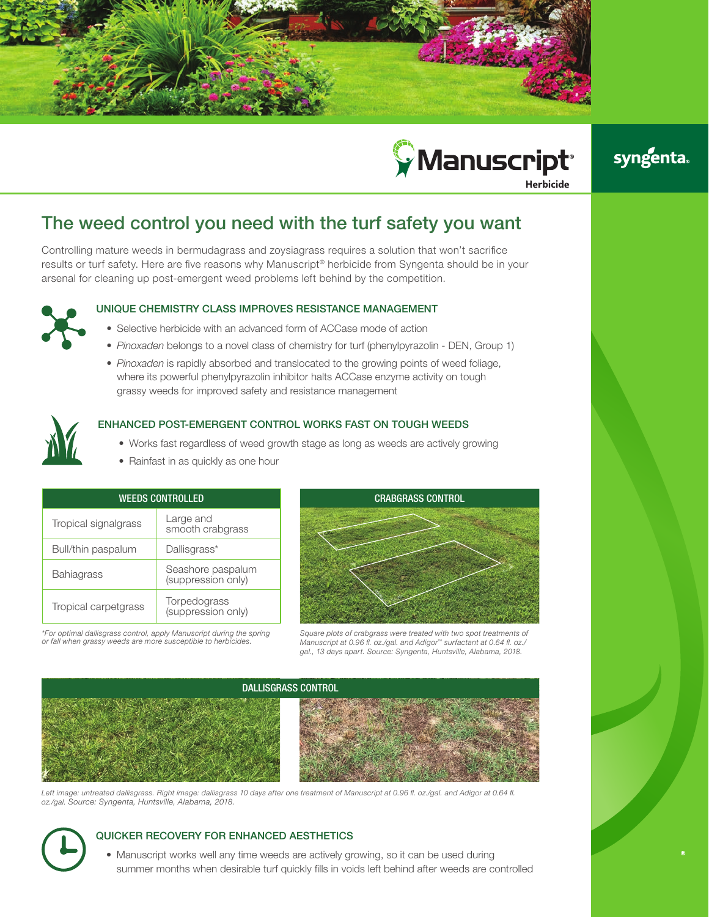Manuscript® Herbicide

syngenta.

# The weed control you need with the turf safety you want

Controlling mature weeds in bermudagrass and zoysiagrass requires a solution that won't sacrifice results or turf safety. Here are five reasons why Manuscript® herbicide from Syngenta should be in your arsenal for cleaning up post-emergent weed problems left behind by the competition.

## UNIQUE CHEMISTRY CLASS IMPROVES RESISTANCE MANAGEMENT

- Selective herbicide with an advanced form of ACCase mode of action
- *Pinoxaden* belongs to a novel class of chemistry for turf (phenylpyrazolin - DEN, Group 1)
- *Pinoxaden* is rapidly absorbed and translocated to the growing points of weed foliage, where its powerful phenylpyrazolin inhibitor halts ACCase enzyme activity on tough grassy weeds for improved safety and resistance management

## ENHANCED POST-EMERGENT CONTROL WORKS FAST ON TOUGH WEEDS

- Works fast regardless of weed growth stage as long as weeds are actively growing
- Rainfast in as quickly as one hour

| WEEDS CONTROLLED | |
|---|---|
| Tropical signalgrass | Large and smooth crabgrass |
| Bull/thin paspalum | Dallisgrass* |
| Bahiagrass | Seashore paspalum (suppression only) |
| Tropical carpetgrass | Torpedograss (suppression only) |

*\*For optimal dallisgrass control, apply Manuscript during the spring or fall when grassy weeds are more susceptible to herbicides.*

CRABGRASS CONTROL

*Square plots of crabgrass were treated with two spot treatments of Manuscript at 0.96 fl. oz./gal. and Adigor™ surfactant at 0.64 fl. oz./gal., 13 days apart. Source: Syngenta, Huntsville, Alabama, 2018.*

DALLISGRASS CONTROL

*Left image: untreated dallisgrass. Right image: dallisgrass 10 days after one treatment of Manuscript at 0.96 fl. oz./gal. and Adigor at 0.64 fl. oz./gal. Source: Syngenta, Huntsville, Alabama, 2018.*

## QUICKER RECOVERY FOR ENHANCED AESTHETICS

- Manuscript works well any time weeds are actively growing, so it can be used during summer months when desirable turf quickly fills in voids left behind after weeds are controlled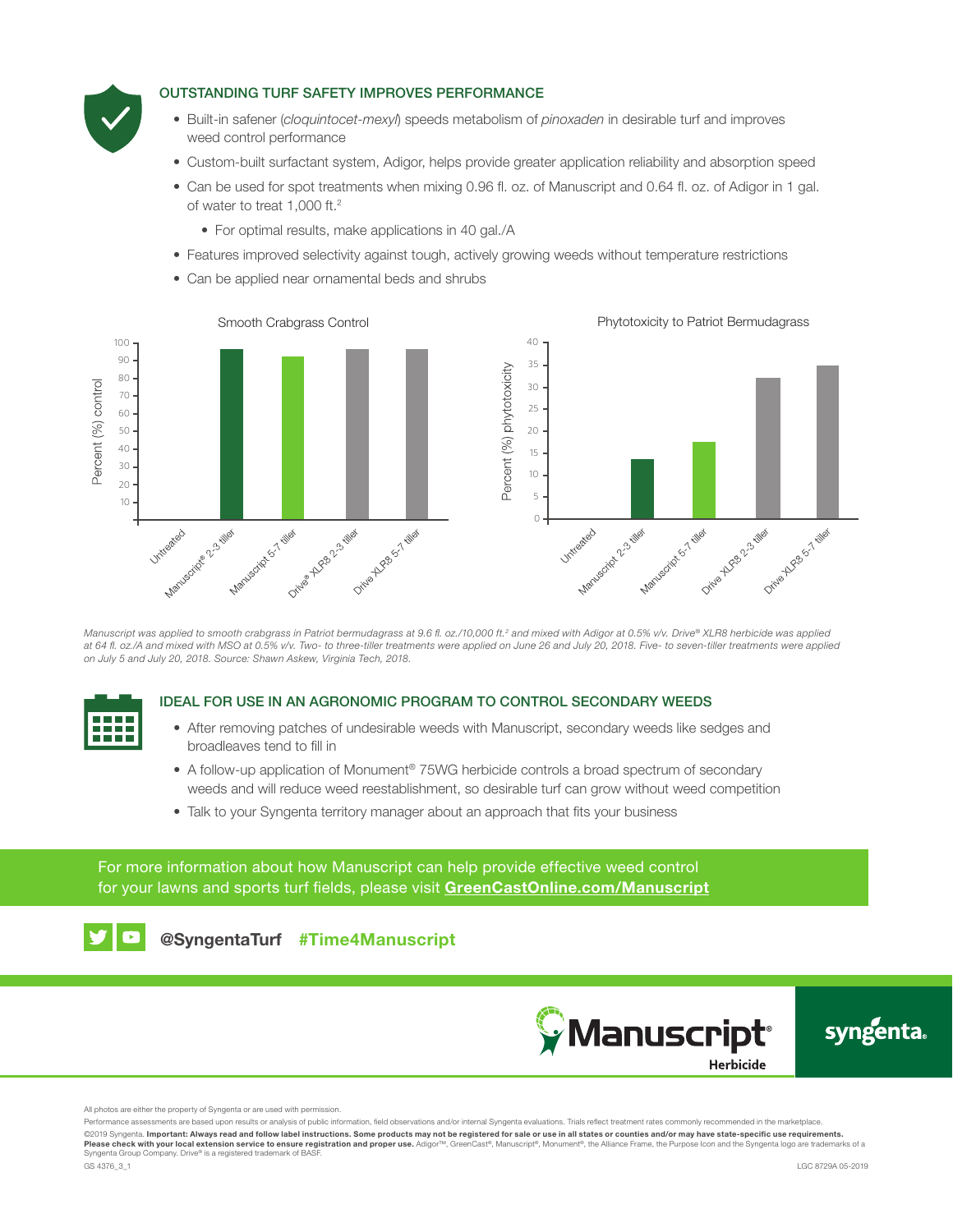## OUTSTANDING TURF SAFETY IMPROVES PERFORMANCE

- Built-in safener (*cloquintocet-mexyl*) speeds metabolism of *pinoxaden* in desirable turf and improves weed control performance
- Custom-built surfactant system, Adigor, helps provide greater application reliability and absorption speed
- Can be used for spot treatments when mixing 0.96 fl. oz. of Manuscript and 0.64 fl. oz. of Adigor in 1 gal. of water to treat 1,000 ft.[2]
  - For optimal results, make applications in 40 gal./A
- Features improved selectivity against tough, actively growing weeds without temperature restrictions
- Can be applied near ornamental beds and shrubs

Smooth Crabgrass Control

Percent (%) control

100, 90, 80, 70, 60, 50, 40, 30, 20, 10

Untreated, Manuscript® 2-3 tiller, Manuscript 5-7 tiller, Drive® XLR8 2-3 tiller, Drive XLR8 5-7 tiller

Phytotoxicity to Patriot Bermudagrass

Percent (%) phytotoxicity

40, 35, 30, 25, 20, 15, 10, 5, 0

Untreated, Manuscript 2-3 tiller, Manuscript 5-7 tiller, Drive XLR8 2-3 tiller, Drive XLR8 5-7 tiller

*Manuscript was applied to smooth crabgrass in Patriot bermudagrass at 9.6 fl. oz./10,000 ft.[2] and mixed with Adigor at 0.5% v/v. Drive® XLR8 herbicide was applied at 64 fl. oz./A and mixed with MSO at 0.5% v/v. Two- to three-tiller treatments were applied on June 26 and July 20, 2018. Five- to seven-tiller treatments were applied on July 5 and July 20, 2018. Source: Shawn Askew, Virginia Tech, 2018.*

## IDEAL FOR USE IN AN AGRONOMIC PROGRAM TO CONTROL SECONDARY WEEDS

- After removing patches of undesirable weeds with Manuscript, secondary weeds like sedges and broadleaves tend to fill in
- A follow-up application of Monument® 75WG herbicide controls a broad spectrum of secondary weeds and will reduce weed reestablishment, so desirable turf can grow without weed competition
- Talk to your Syngenta territory manager about an approach that fits your business

For more information about how Manuscript can help provide effective weed control for your lawns and sports turf fields, please visit **GreenCastOnline.com/Manuscript**

**@SyngentaTurf** **#Time4Manuscript**

Manuscript® Herbicide

syngenta

All photos are either the property of Syngenta or are used with permission.

Performance assessments are based upon results or analysis of public information, field observations and/or internal Syngenta evaluations. Trials reflect treatment rates commonly recommended in the marketplace.

©2019 Syngenta. **Important: Always read and follow label instructions. Some products may not be registered for sale or use in all states or counties and/or may have state-specific use requirements. Please check with your local extension service to ensure registration and proper use.** Adigor™, GreenCast®, Manuscript®, Monument®, the Alliance Frame, the Purpose Icon and the Syngenta logo are trademarks of a Syngenta Group Company. Drive® is a registered trademark of BASF.

GS 4376_3_1

LGC 8729A 05-2019